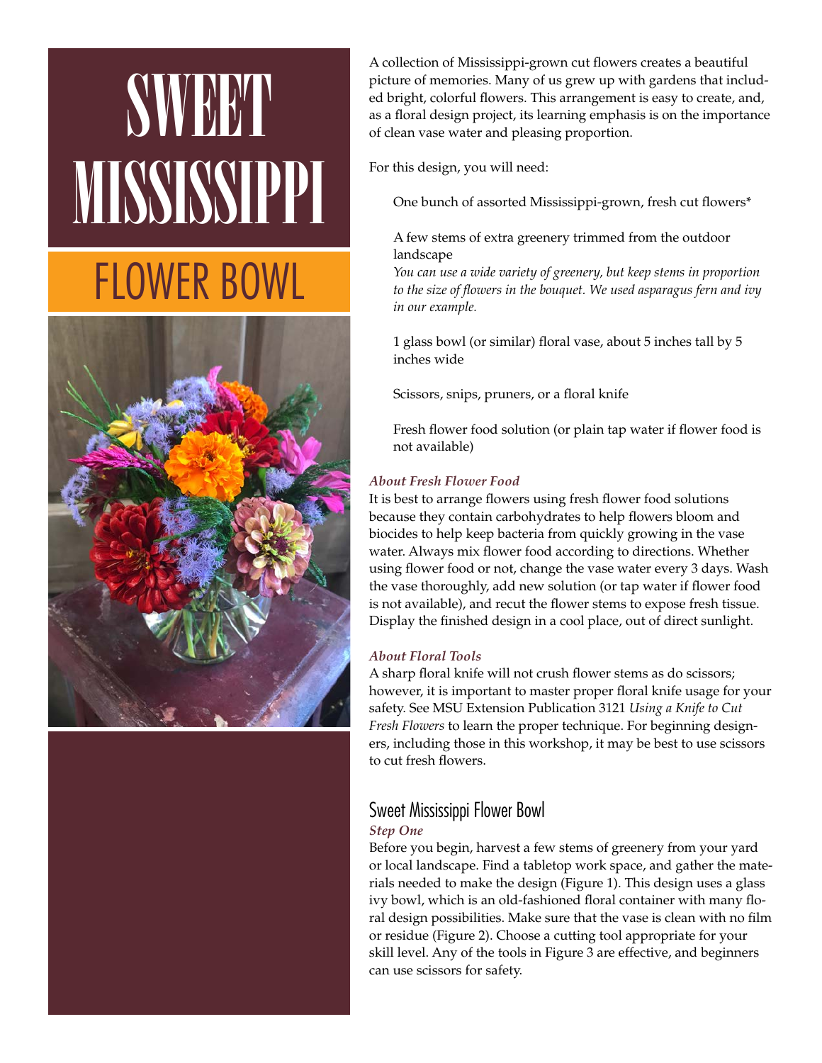# SWEET MISSISSIPPI

## FLOWER BOWL

A collection of Mississippi-grown cut flowers creates a beautiful picture of memories. Many of us grew up with gardens that included bright, colorful flowers. This arrangement is easy to create, and, as a floral design project, its learning emphasis is on the importance of clean vase water and pleasing proportion.

For this design, you will need:

One bunch of assorted Mississippi-grown, fresh cut flowers*

A few stems of extra greenery trimmed from the outdoor landscape
*You can use a wide variety of greenery, but keep stems in proportion to the size of flowers in the bouquet. We used asparagus fern and ivy in our example.*

1 glass bowl (or similar) floral vase, about 5 inches tall by 5 inches wide

Scissors, snips, pruners, or a floral knife

Fresh flower food solution (or plain tap water if flower food is not available)

***About Fresh Flower Food***

It is best to arrange flowers using fresh flower food solutions because they contain carbohydrates to help flowers bloom and biocides to help keep bacteria from quickly growing in the vase water. Always mix flower food according to directions. Whether using flower food or not, change the vase water every 3 days. Wash the vase thoroughly, add new solution (or tap water if flower food is not available), and recut the flower stems to expose fresh tissue. Display the finished design in a cool place, out of direct sunlight.

***About Floral Tools***

A sharp floral knife will not crush flower stems as do scissors; however, it is important to master proper floral knife usage for your safety. See MSU Extension Publication 3121 *Using a Knife to Cut Fresh Flowers* to learn the proper technique. For beginning designers, including those in this workshop, it may be best to use scissors to cut fresh flowers.

## Sweet Mississippi Flower Bowl

***Step One***

Before you begin, harvest a few stems of greenery from your yard or local landscape. Find a tabletop work space, and gather the materials needed to make the design (Figure 1). This design uses a glass ivy bowl, which is an old-fashioned floral container with many floral design possibilities. Make sure that the vase is clean with no film or residue (Figure 2). Choose a cutting tool appropriate for your skill level. Any of the tools in Figure 3 are effective, and beginners can use scissors for safety.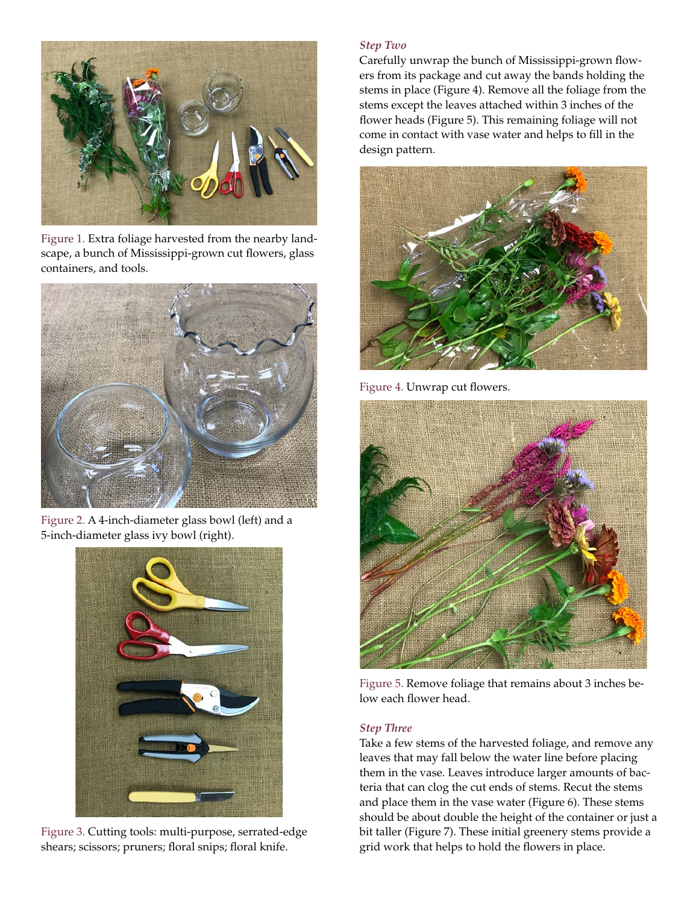Figure 1. Extra foliage harvested from the nearby landscape, a bunch of Mississippi-grown cut flowers, glass containers, and tools.

Figure 2. A 4-inch-diameter glass bowl (left) and a 5-inch-diameter glass ivy bowl (right).

Figure 3. Cutting tools: multi-purpose, serrated-edge shears; scissors; pruners; floral snips; floral knife.

### *Step Two*

Carefully unwrap the bunch of Mississippi-grown flowers from its package and cut away the bands holding the stems in place (Figure 4). Remove all the foliage from the stems except the leaves attached within 3 inches of the flower heads (Figure 5). This remaining foliage will not come in contact with vase water and helps to fill in the design pattern.

Figure 4. Unwrap cut flowers.

Figure 5. Remove foliage that remains about 3 inches below each flower head.

### *Step Three*

Take a few stems of the harvested foliage, and remove any leaves that may fall below the water line before placing them in the vase. Leaves introduce larger amounts of bacteria that can clog the cut ends of stems. Recut the stems and place them in the vase water (Figure 6). These stems should be about double the height of the container or just a bit taller (Figure 7). These initial greenery stems provide a grid work that helps to hold the flowers in place.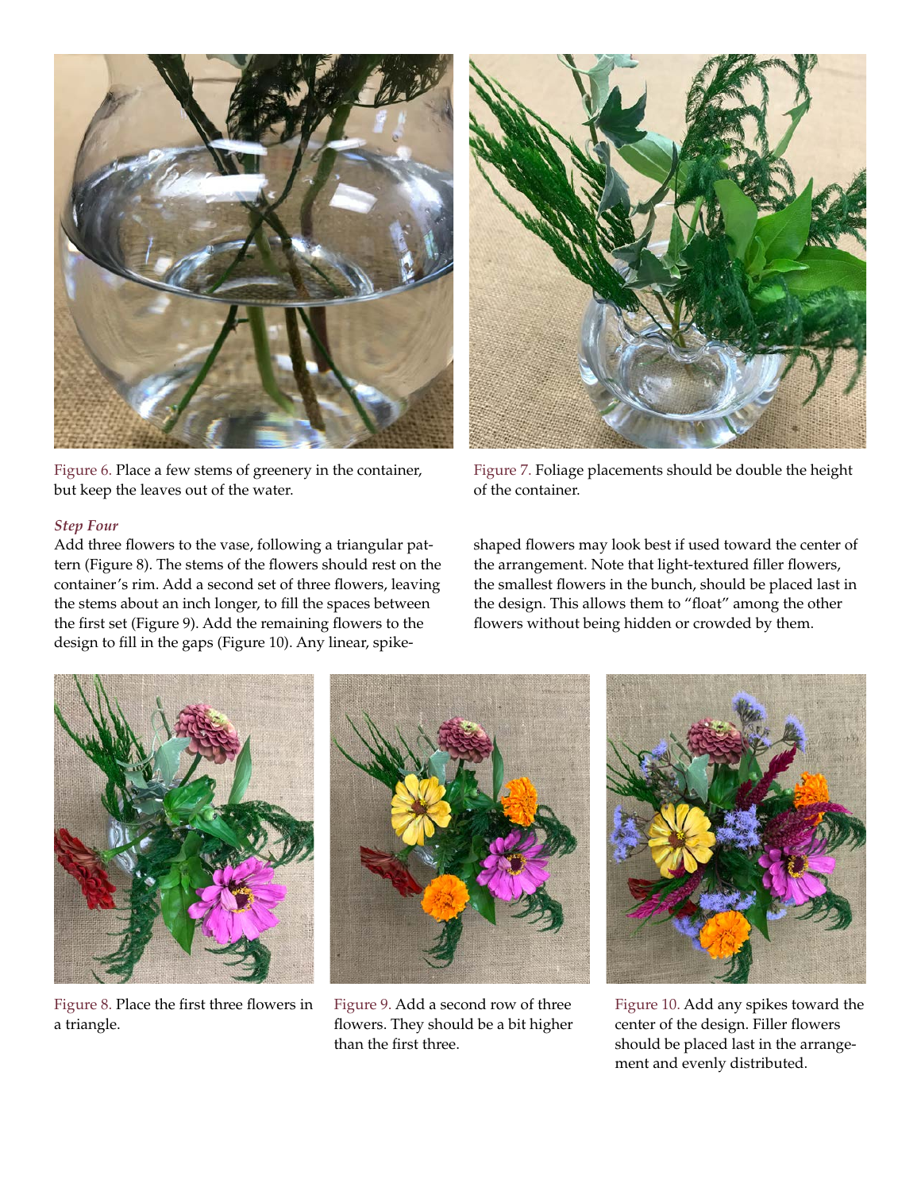Figure 6. Place a few stems of greenery in the container, but keep the leaves out of the water.

Figure 7. Foliage placements should be double the height of the container.

### *Step Four*

Add three flowers to the vase, following a triangular pattern (Figure 8). The stems of the flowers should rest on the container's rim. Add a second set of three flowers, leaving the stems about an inch longer, to fill the spaces between the first set (Figure 9). Add the remaining flowers to the design to fill in the gaps (Figure 10). Any linear, spike-shaped flowers may look best if used toward the center of the arrangement. Note that light-textured filler flowers, the smallest flowers in the bunch, should be placed last in the design. This allows them to "float" among the other flowers without being hidden or crowded by them.

Figure 8. Place the first three flowers in a triangle.

Figure 9. Add a second row of three flowers. They should be a bit higher than the first three.

Figure 10. Add any spikes toward the center of the design. Filler flowers should be placed last in the arrangement and evenly distributed.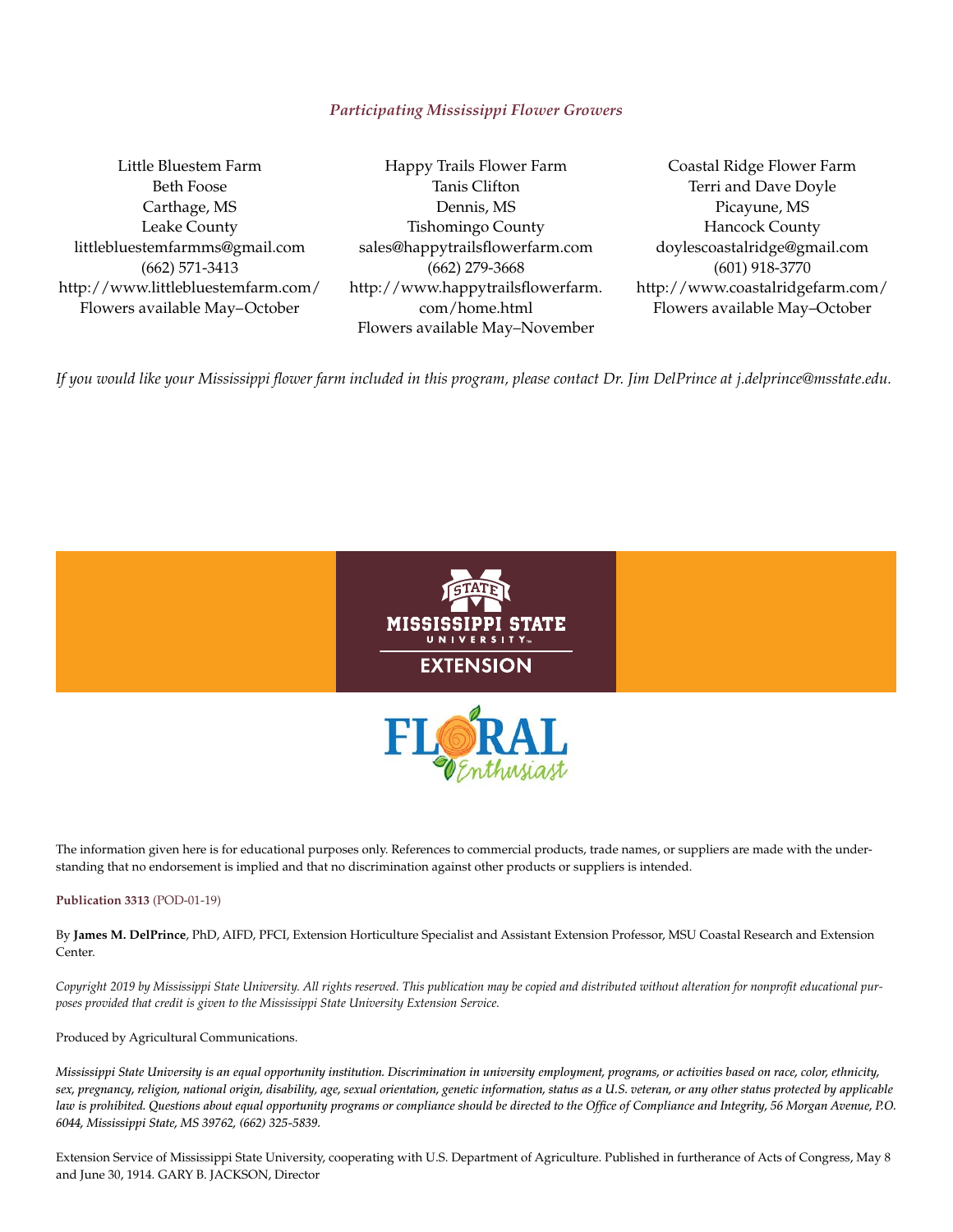*Participating Mississippi Flower Growers*

Little Bluestem Farm
Beth Foose
Carthage, MS
Leake County
littlebluestemfarmms@gmail.com
(662) 571-3413
http://www.littlebluestemfarm.com/
Flowers available May–October

Happy Trails Flower Farm
Tanis Clifton
Dennis, MS
Tishomingo County
sales@happytrailsflowerfarm.com
(662) 279-3668
http://www.happytrailsflowerfarm.com/home.html
Flowers available May–November

Coastal Ridge Flower Farm
Terri and Dave Doyle
Picayune, MS
Hancock County
doylescoastalridge@gmail.com
(601) 918-3770
http://www.coastalridgefarm.com/
Flowers available May–October

*If you would like your Mississippi flower farm included in this program, please contact Dr. Jim DelPrince at j.delprince@msstate.edu.*

MISSISSIPPI STATE UNIVERSITY EXTENSION

FLORAL Enthusiast

The information given here is for educational purposes only. References to commercial products, trade names, or suppliers are made with the understanding that no endorsement is implied and that no discrimination against other products or suppliers is intended.

**Publication 3313** (POD-01-19)

By **James M. DelPrince**, PhD, AIFD, PFCI, Extension Horticulture Specialist and Assistant Extension Professor, MSU Coastal Research and Extension Center.

*Copyright 2019 by Mississippi State University. All rights reserved. This publication may be copied and distributed without alteration for nonprofit educational purposes provided that credit is given to the Mississippi State University Extension Service.*

Produced by Agricultural Communications.

*Mississippi State University is an equal opportunity institution. Discrimination in university employment, programs, or activities based on race, color, ethnicity, sex, pregnancy, religion, national origin, disability, age, sexual orientation, genetic information, status as a U.S. veteran, or any other status protected by applicable law is prohibited. Questions about equal opportunity programs or compliance should be directed to the Office of Compliance and Integrity, 56 Morgan Avenue, P.O. 6044, Mississippi State, MS 39762, (662) 325-5839.*

Extension Service of Mississippi State University, cooperating with U.S. Department of Agriculture. Published in furtherance of Acts of Congress, May 8 and June 30, 1914. GARY B. JACKSON, Director